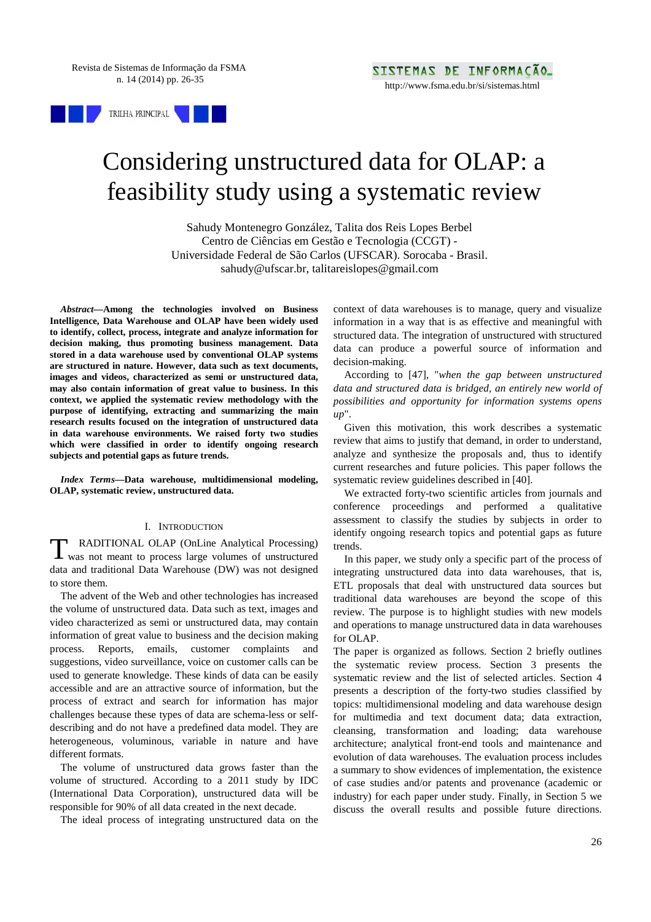# Considering unstructured data for OLAP: a feasibility study using a systematic review

Sahudy Montenegro González, Talita dos Reis Lopes Berbel
Centro de Ciências em Gestão e Tecnologia (CCGT) -
Universidade Federal de São Carlos (UFSCAR). Sorocaba - Brasil.
sahudy@ufscar.br, talitareislopes@gmail.com

***Abstract*—Among the technologies involved on Business Intelligence, Data Warehouse and OLAP have been widely used to identify, collect, process, integrate and analyze information for decision making, thus promoting business management. Data stored in a data warehouse used by conventional OLAP systems are structured in nature. However, data such as text documents, images and videos, characterized as semi or unstructured data, may also contain information of great value to business. In this context, we applied the systematic review methodology with the purpose of identifying, extracting and summarizing the main research results focused on the integration of unstructured data in data warehouse environments. We raised forty two studies which were classified in order to identify ongoing research subjects and potential gaps as future trends.**

***Index Terms*—Data warehouse, multidimensional modeling, OLAP, systematic review, unstructured data.**

## I. Introduction

TRADITIONAL OLAP (OnLine Analytical Processing) was not meant to process large volumes of unstructured data and traditional Data Warehouse (DW) was not designed to store them.

The advent of the Web and other technologies has increased the volume of unstructured data. Data such as text, images and video characterized as semi or unstructured data, may contain information of great value to business and the decision making process. Reports, emails, customer complaints and suggestions, video surveillance, voice on customer calls can be used to generate knowledge. These kinds of data can be easily accessible and are an attractive source of information, but the process of extract and search for information has major challenges because these types of data are schema-less or self-describing and do not have a predefined data model. They are heterogeneous, voluminous, variable in nature and have different formats.

The volume of unstructured data grows faster than the volume of structured. According to a 2011 study by IDC (International Data Corporation), unstructured data will be responsible for 90% of all data created in the next decade.

The ideal process of integrating unstructured data on the context of data warehouses is to manage, query and visualize information in a way that is as effective and meaningful with structured data. The integration of unstructured with structured data can produce a powerful source of information and decision-making.

According to [47], "*when the gap between unstructured data and structured data is bridged, an entirely new world of possibilities and opportunity for information systems opens up*".

Given this motivation, this work describes a systematic review that aims to justify that demand, in order to understand, analyze and synthesize the proposals and, thus to identify current researches and future policies. This paper follows the systematic review guidelines described in [40].

We extracted forty-two scientific articles from journals and conference proceedings and performed a qualitative assessment to classify the studies by subjects in order to identify ongoing research topics and potential gaps as future trends.

In this paper, we study only a specific part of the process of integrating unstructured data into data warehouses, that is, ETL proposals that deal with unstructured data sources but traditional data warehouses are beyond the scope of this review. The purpose is to highlight studies with new models and operations to manage unstructured data in data warehouses for OLAP.

The paper is organized as follows. Section 2 briefly outlines the systematic review process. Section 3 presents the systematic review and the list of selected articles. Section 4 presents a description of the forty-two studies classified by topics: multidimensional modeling and data warehouse design for multimedia and text document data; data extraction, cleansing, transformation and loading; data warehouse architecture; analytical front-end tools and maintenance and evolution of data warehouses. The evaluation process includes a summary to show evidences of implementation, the existence of case studies and/or patents and provenance (academic or industry) for each paper under study. Finally, in Section 5 we discuss the overall results and possible future directions.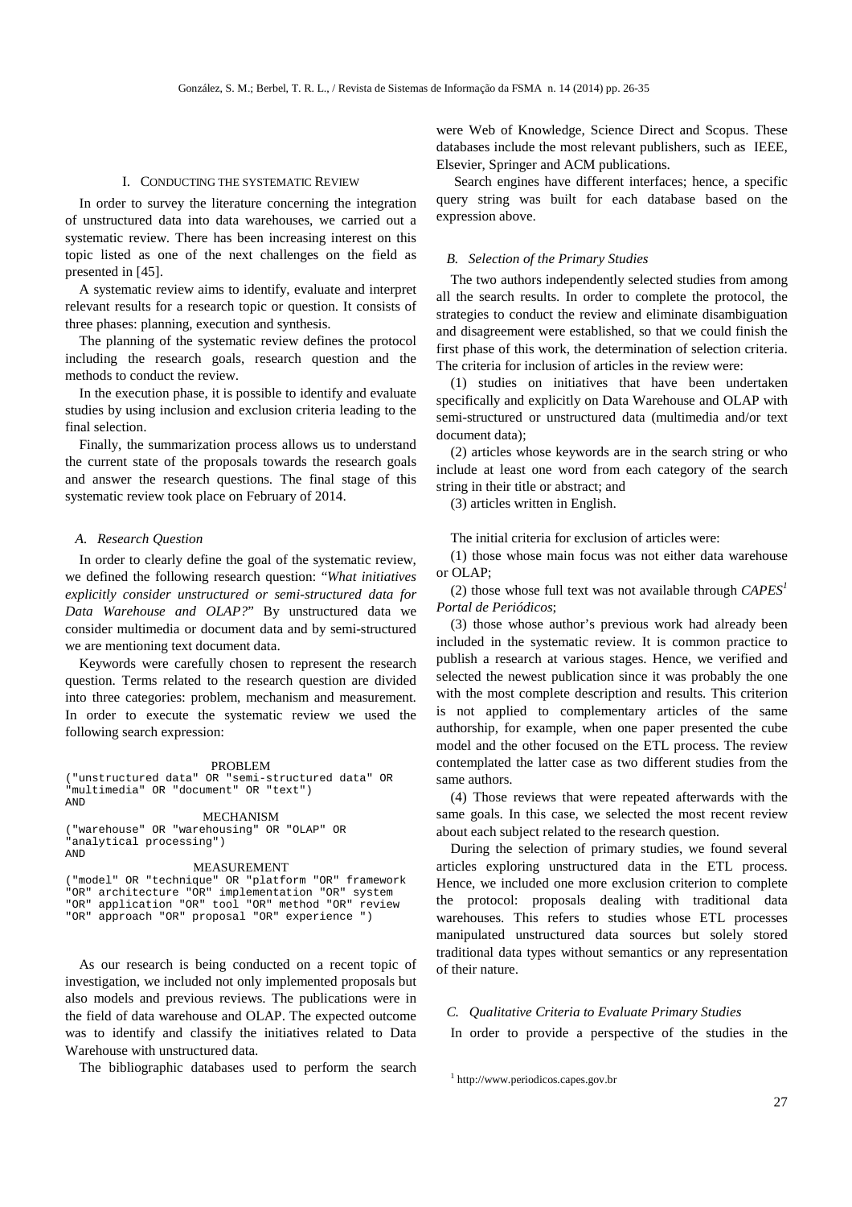## I. CONDUCTING THE SYSTEMATIC REVIEW

In order to survey the literature concerning the integration of unstructured data into data warehouses, we carried out a systematic review. There has been increasing interest on this topic listed as one of the next challenges on the field as presented in [45].

A systematic review aims to identify, evaluate and interpret relevant results for a research topic or question. It consists of three phases: planning, execution and synthesis.

The planning of the systematic review defines the protocol including the research goals, research question and the methods to conduct the review.

In the execution phase, it is possible to identify and evaluate studies by using inclusion and exclusion criteria leading to the final selection.

Finally, the summarization process allows us to understand the current state of the proposals towards the research goals and answer the research questions. The final stage of this systematic review took place on February of 2014.

### A. Research Question

In order to clearly define the goal of the systematic review, we defined the following research question: "*What initiatives explicitly consider unstructured or semi-structured data for Data Warehouse and OLAP?*" By unstructured data we consider multimedia or document data and by semi-structured we are mentioning text document data.

Keywords were carefully chosen to represent the research question. Terms related to the research question are divided into three categories: problem, mechanism and measurement. In order to execute the systematic review we used the following search expression:

```
                    PROBLEM
("unstructured data" OR "semi-structured data" OR
"multimedia" OR "document" OR "text")
AND
                    MECHANISM
("warehouse" OR "warehousing" OR "OLAP" OR
"analytical processing")
AND
                    MEASUREMENT
("model" OR "technique" OR "platform "OR" framework
"OR" architecture "OR" implementation "OR" system
"OR" application "OR" tool "OR" method "OR" review
"OR" approach "OR" proposal "OR" experience ")
```

As our research is being conducted on a recent topic of investigation, we included not only implemented proposals but also models and previous reviews. The publications were in the field of data warehouse and OLAP. The expected outcome was to identify and classify the initiatives related to Data Warehouse with unstructured data.

The bibliographic databases used to perform the search were Web of Knowledge, Science Direct and Scopus. These databases include the most relevant publishers, such as IEEE, Elsevier, Springer and ACM publications.

Search engines have different interfaces; hence, a specific query string was built for each database based on the expression above.

### B. Selection of the Primary Studies

The two authors independently selected studies from among all the search results. In order to complete the protocol, the strategies to conduct the review and eliminate disambiguation and disagreement were established, so that we could finish the first phase of this work, the determination of selection criteria. The criteria for inclusion of articles in the review were:

(1) studies on initiatives that have been undertaken specifically and explicitly on Data Warehouse and OLAP with semi-structured or unstructured data (multimedia and/or text document data);

(2) articles whose keywords are in the search string or who include at least one word from each category of the search string in their title or abstract; and

(3) articles written in English.

The initial criteria for exclusion of articles were:

(1) those whose main focus was not either data warehouse or OLAP;

(2) those whose full text was not available through *CAPES*[1] *Portal de Periódicos*;

(3) those whose author's previous work had already been included in the systematic review. It is common practice to publish a research at various stages. Hence, we verified and selected the newest publication since it was probably the one with the most complete description and results. This criterion is not applied to complementary articles of the same authorship, for example, when one paper presented the cube model and the other focused on the ETL process. The review contemplated the latter case as two different studies from the same authors.

(4) Those reviews that were repeated afterwards with the same goals. In this case, we selected the most recent review about each subject related to the research question.

During the selection of primary studies, we found several articles exploring unstructured data in the ETL process. Hence, we included one more exclusion criterion to complete the protocol: proposals dealing with traditional data warehouses. This refers to studies whose ETL processes manipulated unstructured data sources but solely stored traditional data types without semantics or any representation of their nature.

### C. Qualitative Criteria to Evaluate Primary Studies

In order to provide a perspective of the studies in the

[1] http://www.periodicos.capes.gov.br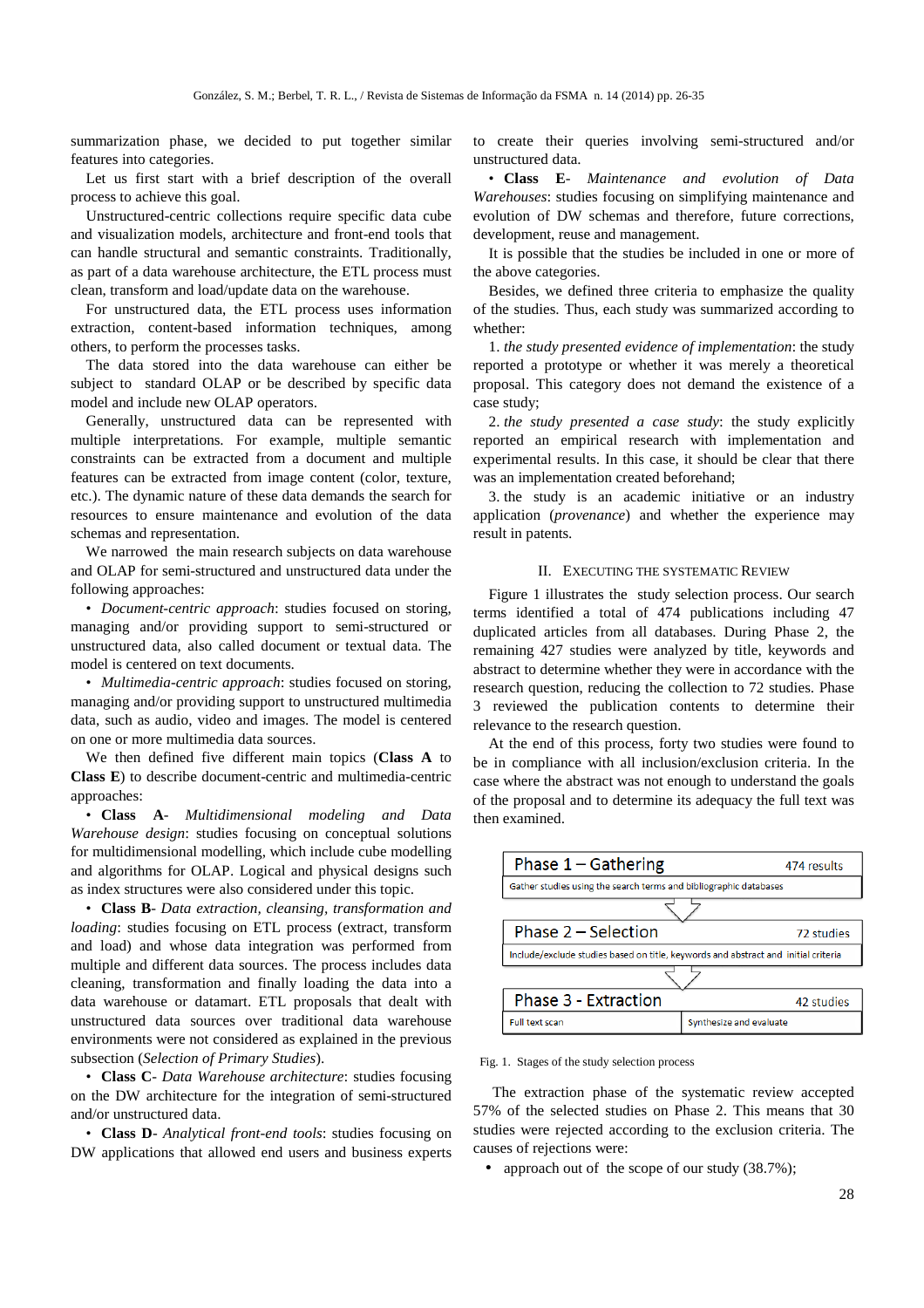summarization phase, we decided to put together similar features into categories.

Let us first start with a brief description of the overall process to achieve this goal.

Unstructured-centric collections require specific data cube and visualization models, architecture and front-end tools that can handle structural and semantic constraints. Traditionally, as part of a data warehouse architecture, the ETL process must clean, transform and load/update data on the warehouse.

For unstructured data, the ETL process uses information extraction, content-based information techniques, among others, to perform the processes tasks.

The data stored into the data warehouse can either be subject to standard OLAP or be described by specific data model and include new OLAP operators.

Generally, unstructured data can be represented with multiple interpretations. For example, multiple semantic constraints can be extracted from a document and multiple features can be extracted from image content (color, texture, etc.). The dynamic nature of these data demands the search for resources to ensure maintenance and evolution of the data schemas and representation.

We narrowed the main research subjects on data warehouse and OLAP for semi-structured and unstructured data under the following approaches:

- *Document-centric approach*: studies focused on storing, managing and/or providing support to semi-structured or unstructured data, also called document or textual data. The model is centered on text documents.
- *Multimedia-centric approach*: studies focused on storing, managing and/or providing support to unstructured multimedia data, such as audio, video and images. The model is centered on one or more multimedia data sources.

We then defined five different main topics (**Class A** to **Class E**) to describe document-centric and multimedia-centric approaches:

- **Class A**- *Multidimensional modeling and Data Warehouse design*: studies focusing on conceptual solutions for multidimensional modelling, which include cube modelling and algorithms for OLAP. Logical and physical designs such as index structures were also considered under this topic.
- **Class B**- *Data extraction, cleansing, transformation and loading*: studies focusing on ETL process (extract, transform and load) and whose data integration was performed from multiple and different data sources. The process includes data cleaning, transformation and finally loading the data into a data warehouse or datamart. ETL proposals that dealt with unstructured data sources over traditional data warehouse environments were not considered as explained in the previous subsection (*Selection of Primary Studies*).
- **Class C**- *Data Warehouse architecture*: studies focusing on the DW architecture for the integration of semi-structured and/or unstructured data.
- **Class D**- *Analytical front-end tools*: studies focusing on DW applications that allowed end users and business experts to create their queries involving semi-structured and/or unstructured data.
- **Class E**- *Maintenance and evolution of Data Warehouses*: studies focusing on simplifying maintenance and evolution of DW schemas and therefore, future corrections, development, reuse and management.

It is possible that the studies be included in one or more of the above categories.

Besides, we defined three criteria to emphasize the quality of the studies. Thus, each study was summarized according to whether:

1. *the study presented evidence of implementation*: the study reported a prototype or whether it was merely a theoretical proposal. This category does not demand the existence of a case study;
2. *the study presented a case study*: the study explicitly reported an empirical research with implementation and experimental results. In this case, it should be clear that there was an implementation created beforehand;
3. the study is an academic initiative or an industry application (*provenance*) and whether the experience may result in patents.

## II. Executing the Systematic Review

Figure 1 illustrates the study selection process. Our search terms identified a total of 474 publications including 47 duplicated articles from all databases. During Phase 2, the remaining 427 studies were analyzed by title, keywords and abstract to determine whether they were in accordance with the research question, reducing the collection to 72 studies. Phase 3 reviewed the publication contents to determine their relevance to the research question.

At the end of this process, forty two studies were found to be in compliance with all inclusion/exclusion criteria. In the case where the abstract was not enough to understand the goals of the proposal and to determine its adequacy the full text was then examined.

| Phase 1 – Gathering | 474 results |
|---|---|
| Gather studies using the search terms and bibliographic databases | |

| Phase 2 – Selection | 72 studies |
|---|---|
| Include/exclude studies based on title, keywords and abstract and initial criteria | |

| Phase 3 – Extraction | 42 studies |
|---|---|
| Full text scan | Synthesize and evaluate |

Fig. 1. Stages of the study selection process

The extraction phase of the systematic review accepted 57% of the selected studies on Phase 2. This means that 30 studies were rejected according to the exclusion criteria. The causes of rejections were:

- approach out of the scope of our study (38.7%);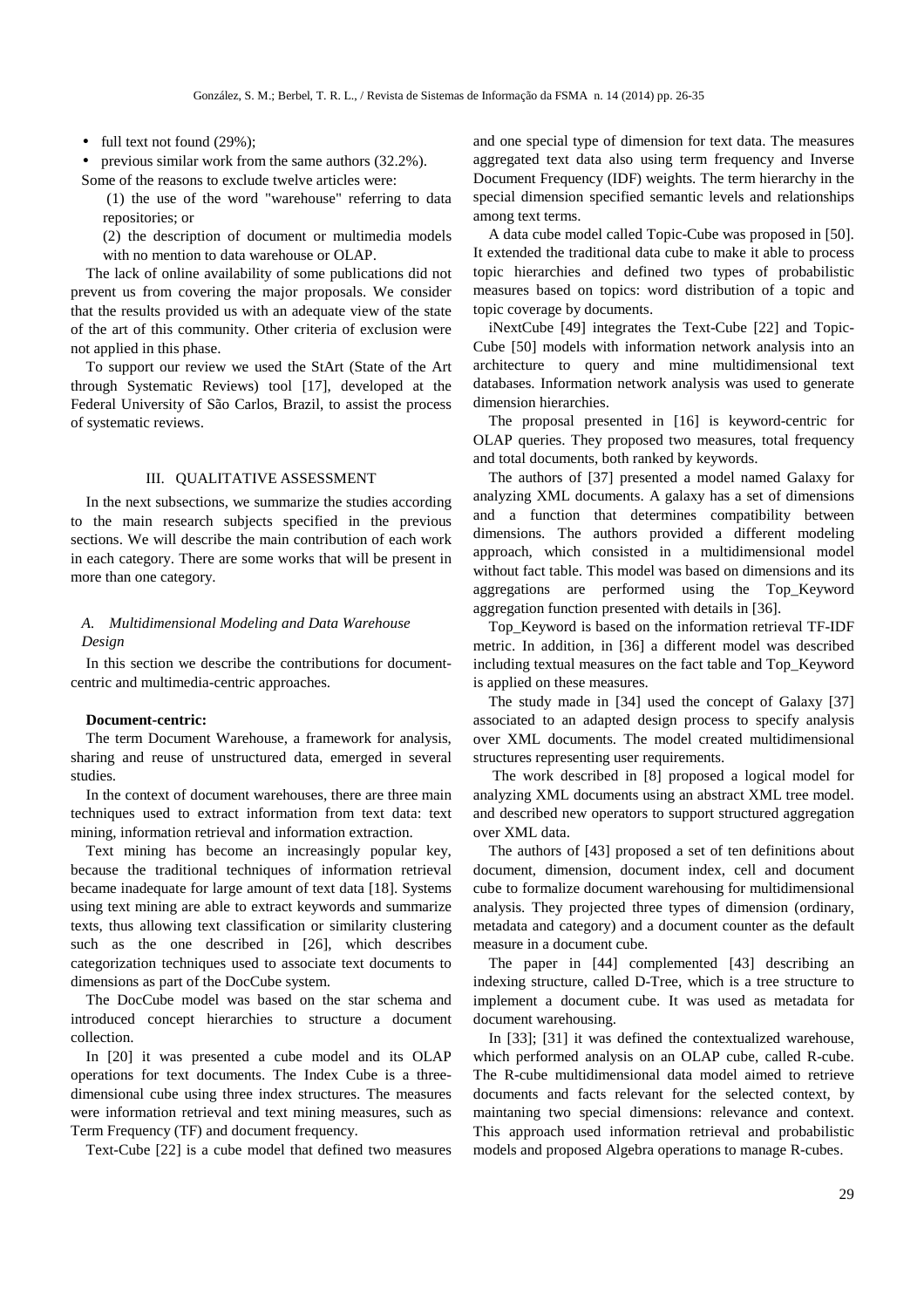- full text not found (29%);
- previous similar work from the same authors (32.2%).

Some of the reasons to exclude twelve articles were:

(1) the use of the word "warehouse" referring to data repositories; or

(2) the description of document or multimedia models with no mention to data warehouse or OLAP.

The lack of online availability of some publications did not prevent us from covering the major proposals. We consider that the results provided us with an adequate view of the state of the art of this community. Other criteria of exclusion were not applied in this phase.

To support our review we used the StArt (State of the Art through Systematic Reviews) tool [17], developed at the Federal University of São Carlos, Brazil, to assist the process of systematic reviews.

## III. QUALITATIVE ASSESSMENT

In the next subsections, we summarize the studies according to the main research subjects specified in the previous sections. We will describe the main contribution of each work in each category. There are some works that will be present in more than one category.

### *A. Multidimensional Modeling and Data Warehouse Design*

In this section we describe the contributions for document-centric and multimedia-centric approaches.

**Document-centric:**

The term Document Warehouse, a framework for analysis, sharing and reuse of unstructured data, emerged in several studies.

In the context of document warehouses, there are three main techniques used to extract information from text data: text mining, information retrieval and information extraction.

Text mining has become an increasingly popular key, because the traditional techniques of information retrieval became inadequate for large amount of text data [18]. Systems using text mining are able to extract keywords and summarize texts, thus allowing text classification or similarity clustering such as the one described in [26], which describes categorization techniques used to associate text documents to dimensions as part of the DocCube system.

The DocCube model was based on the star schema and introduced concept hierarchies to structure a document collection.

In [20] it was presented a cube model and its OLAP operations for text documents. The Index Cube is a three-dimensional cube using three index structures. The measures were information retrieval and text mining measures, such as Term Frequency (TF) and document frequency.

Text-Cube [22] is a cube model that defined two measures and one special type of dimension for text data. The measures aggregated text data also using term frequency and Inverse Document Frequency (IDF) weights. The term hierarchy in the special dimension specified semantic levels and relationships among text terms.

A data cube model called Topic-Cube was proposed in [50]. It extended the traditional data cube to make it able to process topic hierarchies and defined two types of probabilistic measures based on topics: word distribution of a topic and topic coverage by documents.

iNextCube [49] integrates the Text-Cube [22] and Topic-Cube [50] models with information network analysis into an architecture to query and mine multidimensional text databases. Information network analysis was used to generate dimension hierarchies.

The proposal presented in [16] is keyword-centric for OLAP queries. They proposed two measures, total frequency and total documents, both ranked by keywords.

The authors of [37] presented a model named Galaxy for analyzing XML documents. A galaxy has a set of dimensions and a function that determines compatibility between dimensions. The authors provided a different modeling approach, which consisted in a multidimensional model without fact table. This model was based on dimensions and its aggregations are performed using the Top_Keyword aggregation function presented with details in [36].

Top_Keyword is based on the information retrieval TF-IDF metric. In addition, in [36] a different model was described including textual measures on the fact table and Top_Keyword is applied on these measures.

The study made in [34] used the concept of Galaxy [37] associated to an adapted design process to specify analysis over XML documents. The model created multidimensional structures representing user requirements.

The work described in [8] proposed a logical model for analyzing XML documents using an abstract XML tree model. and described new operators to support structured aggregation over XML data.

The authors of [43] proposed a set of ten definitions about document, dimension, document index, cell and document cube to formalize document warehousing for multidimensional analysis. They projected three types of dimension (ordinary, metadata and category) and a document counter as the default measure in a document cube.

The paper in [44] complemented [43] describing an indexing structure, called D-Tree, which is a tree structure to implement a document cube. It was used as metadata for document warehousing.

In [33]; [31] it was defined the contextualized warehouse, which performed analysis on an OLAP cube, called R-cube. The R-cube multidimensional data model aimed to retrieve documents and facts relevant for the selected context, by maintaning two special dimensions: relevance and context. This approach used information retrieval and probabilistic models and proposed Algebra operations to manage R-cubes.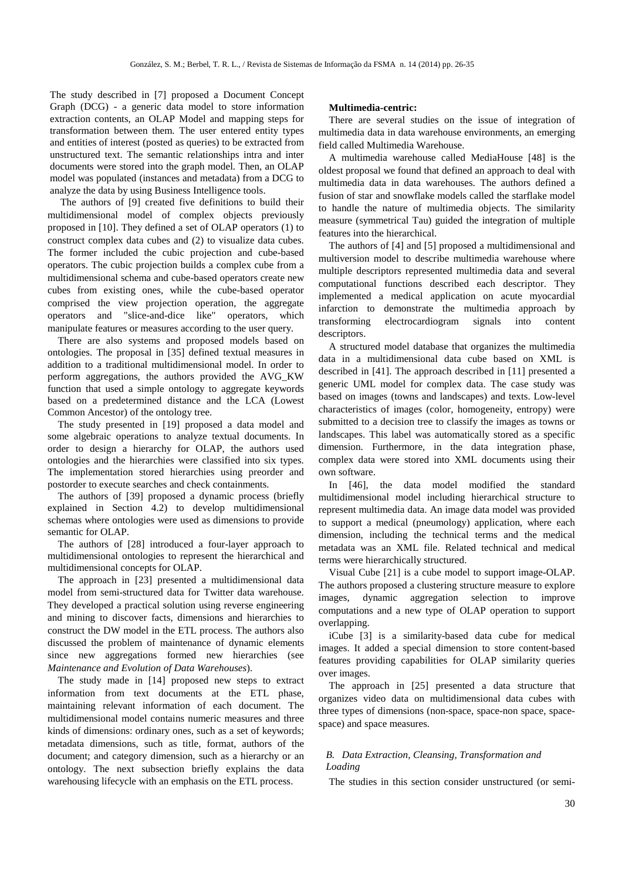The study described in [7] proposed a Document Concept Graph (DCG) - a generic data model to store information extraction contents, an OLAP Model and mapping steps for transformation between them. The user entered entity types and entities of interest (posted as queries) to be extracted from unstructured text. The semantic relationships intra and inter documents were stored into the graph model. Then, an OLAP model was populated (instances and metadata) from a DCG to analyze the data by using Business Intelligence tools.

The authors of [9] created five definitions to build their multidimensional model of complex objects previously proposed in [10]. They defined a set of OLAP operators (1) to construct complex data cubes and (2) to visualize data cubes. The former included the cubic projection and cube-based operators. The cubic projection builds a complex cube from a multidimensional schema and cube-based operators create new cubes from existing ones, while the cube-based operator comprised the view projection operation, the aggregate operators and "slice-and-dice like" operators, which manipulate features or measures according to the user query.

There are also systems and proposed models based on ontologies. The proposal in [35] defined textual measures in addition to a traditional multidimensional model. In order to perform aggregations, the authors provided the AVG_KW function that used a simple ontology to aggregate keywords based on a predetermined distance and the LCA (Lowest Common Ancestor) of the ontology tree.

The study presented in [19] proposed a data model and some algebraic operations to analyze textual documents. In order to design a hierarchy for OLAP, the authors used ontologies and the hierarchies were classified into six types. The implementation stored hierarchies using preorder and postorder to execute searches and check containments.

The authors of [39] proposed a dynamic process (briefly explained in Section 4.2) to develop multidimensional schemas where ontologies were used as dimensions to provide semantic for OLAP.

The authors of [28] introduced a four-layer approach to multidimensional ontologies to represent the hierarchical and multidimensional concepts for OLAP.

The approach in [23] presented a multidimensional data model from semi-structured data for Twitter data warehouse. They developed a practical solution using reverse engineering and mining to discover facts, dimensions and hierarchies to construct the DW model in the ETL process. The authors also discussed the problem of maintenance of dynamic elements since new aggregations formed new hierarchies (see *Maintenance and Evolution of Data Warehouses*).

The study made in [14] proposed new steps to extract information from text documents at the ETL phase, maintaining relevant information of each document. The multidimensional model contains numeric measures and three kinds of dimensions: ordinary ones, such as a set of keywords; metadata dimensions, such as title, format, authors of the document; and category dimension, such as a hierarchy or an ontology. The next subsection briefly explains the data warehousing lifecycle with an emphasis on the ETL process.

**Multimedia-centric:**

There are several studies on the issue of integration of multimedia data in data warehouse environments, an emerging field called Multimedia Warehouse.

A multimedia warehouse called MediaHouse [48] is the oldest proposal we found that defined an approach to deal with multimedia data in data warehouses. The authors defined a fusion of star and snowflake models called the starflake model to handle the nature of multimedia objects. The similarity measure (symmetrical Tau) guided the integration of multiple features into the hierarchical.

The authors of [4] and [5] proposed a multidimensional and multiversion model to describe multimedia warehouse where multiple descriptors represented multimedia data and several computational functions described each descriptor. They implemented a medical application on acute myocardial infarction to demonstrate the multimedia approach by transforming electrocardiogram signals into content descriptors.

A structured model database that organizes the multimedia data in a multidimensional data cube based on XML is described in [41]. The approach described in [11] presented a generic UML model for complex data. The case study was based on images (towns and landscapes) and texts. Low-level characteristics of images (color, homogeneity, entropy) were submitted to a decision tree to classify the images as towns or landscapes. This label was automatically stored as a specific dimension. Furthermore, in the data integration phase, complex data were stored into XML documents using their own software.

In [46], the data model modified the standard multidimensional model including hierarchical structure to represent multimedia data. An image data model was provided to support a medical (pneumology) application, where each dimension, including the technical terms and the medical metadata was an XML file. Related technical and medical terms were hierarchically structured.

Visual Cube [21] is a cube model to support image-OLAP. The authors proposed a clustering structure measure to explore images, dynamic aggregation selection to improve computations and a new type of OLAP operation to support overlapping.

iCube [3] is a similarity-based data cube for medical images. It added a special dimension to store content-based features providing capabilities for OLAP similarity queries over images.

The approach in [25] presented a data structure that organizes video data on multidimensional data cubes with three types of dimensions (non-space, space-non space, space-space) and space measures.

### *B. Data Extraction, Cleansing, Transformation and Loading*

The studies in this section consider unstructured (or semi-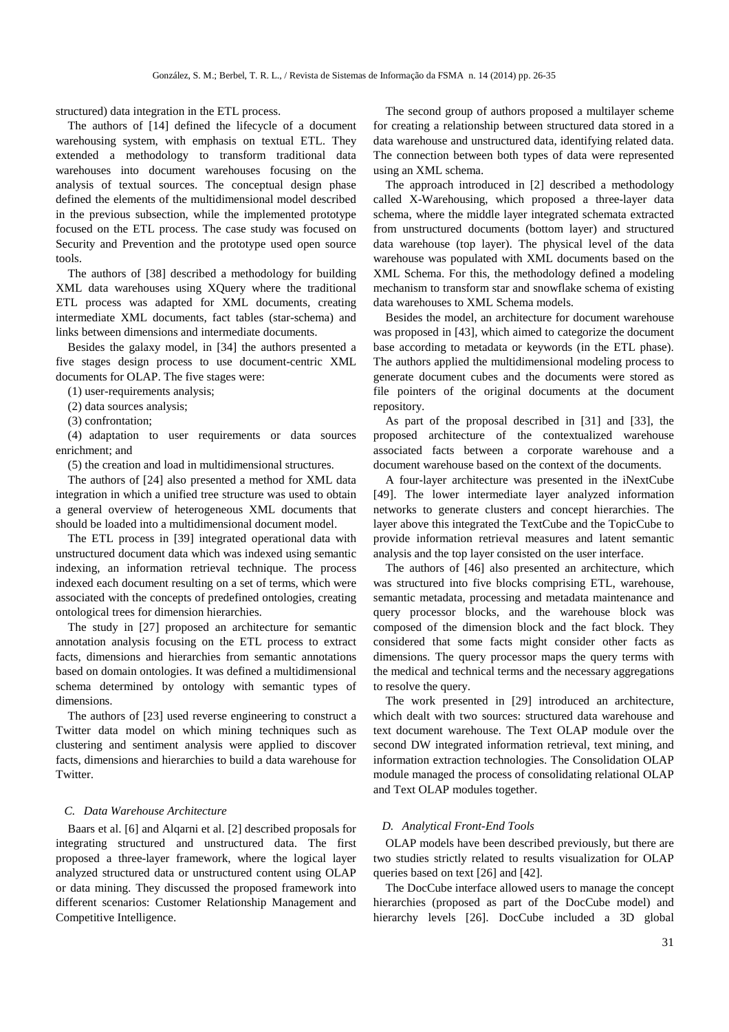structured) data integration in the ETL process.

The authors of [14] defined the lifecycle of a document warehousing system, with emphasis on textual ETL. They extended a methodology to transform traditional data warehouses into document warehouses focusing on the analysis of textual sources. The conceptual design phase defined the elements of the multidimensional model described in the previous subsection, while the implemented prototype focused on the ETL process. The case study was focused on Security and Prevention and the prototype used open source tools.

The authors of [38] described a methodology for building XML data warehouses using XQuery where the traditional ETL process was adapted for XML documents, creating intermediate XML documents, fact tables (star-schema) and links between dimensions and intermediate documents.

Besides the galaxy model, in [34] the authors presented a five stages design process to use document-centric XML documents for OLAP. The five stages were:

(1) user-requirements analysis;

(2) data sources analysis;

(3) confrontation;

(4) adaptation to user requirements or data sources enrichment; and

(5) the creation and load in multidimensional structures.

The authors of [24] also presented a method for XML data integration in which a unified tree structure was used to obtain a general overview of heterogeneous XML documents that should be loaded into a multidimensional document model.

The ETL process in [39] integrated operational data with unstructured document data which was indexed using semantic indexing, an information retrieval technique. The process indexed each document resulting on a set of terms, which were associated with the concepts of predefined ontologies, creating ontological trees for dimension hierarchies.

The study in [27] proposed an architecture for semantic annotation analysis focusing on the ETL process to extract facts, dimensions and hierarchies from semantic annotations based on domain ontologies. It was defined a multidimensional schema determined by ontology with semantic types of dimensions.

The authors of [23] used reverse engineering to construct a Twitter data model on which mining techniques such as clustering and sentiment analysis were applied to discover facts, dimensions and hierarchies to build a data warehouse for Twitter.

### *C. Data Warehouse Architecture*

Baars et al. [6] and Alqarni et al. [2] described proposals for integrating structured and unstructured data. The first proposed a three-layer framework, where the logical layer analyzed structured data or unstructured content using OLAP or data mining. They discussed the proposed framework into different scenarios: Customer Relationship Management and Competitive Intelligence.

The second group of authors proposed a multilayer scheme for creating a relationship between structured data stored in a data warehouse and unstructured data, identifying related data. The connection between both types of data were represented using an XML schema.

The approach introduced in [2] described a methodology called X-Warehousing, which proposed a three-layer data schema, where the middle layer integrated schemata extracted from unstructured documents (bottom layer) and structured data warehouse (top layer). The physical level of the data warehouse was populated with XML documents based on the XML Schema. For this, the methodology defined a modeling mechanism to transform star and snowflake schema of existing data warehouses to XML Schema models.

Besides the model, an architecture for document warehouse was proposed in [43], which aimed to categorize the document base according to metadata or keywords (in the ETL phase). The authors applied the multidimensional modeling process to generate document cubes and the documents were stored as file pointers of the original documents at the document repository.

As part of the proposal described in [31] and [33], the proposed architecture of the contextualized warehouse associated facts between a corporate warehouse and a document warehouse based on the context of the documents.

A four-layer architecture was presented in the iNextCube [49]. The lower intermediate layer analyzed information networks to generate clusters and concept hierarchies. The layer above this integrated the TextCube and the TopicCube to provide information retrieval measures and latent semantic analysis and the top layer consisted on the user interface.

The authors of [46] also presented an architecture, which was structured into five blocks comprising ETL, warehouse, semantic metadata, processing and metadata maintenance and query processor blocks, and the warehouse block was composed of the dimension block and the fact block. They considered that some facts might consider other facts as dimensions. The query processor maps the query terms with the medical and technical terms and the necessary aggregations to resolve the query.

The work presented in [29] introduced an architecture, which dealt with two sources: structured data warehouse and text document warehouse. The Text OLAP module over the second DW integrated information retrieval, text mining, and information extraction technologies. The Consolidation OLAP module managed the process of consolidating relational OLAP and Text OLAP modules together.

### *D. Analytical Front-End Tools*

OLAP models have been described previously, but there are two studies strictly related to results visualization for OLAP queries based on text [26] and [42].

The DocCube interface allowed users to manage the concept hierarchies (proposed as part of the DocCube model) and hierarchy levels [26]. DocCube included a 3D global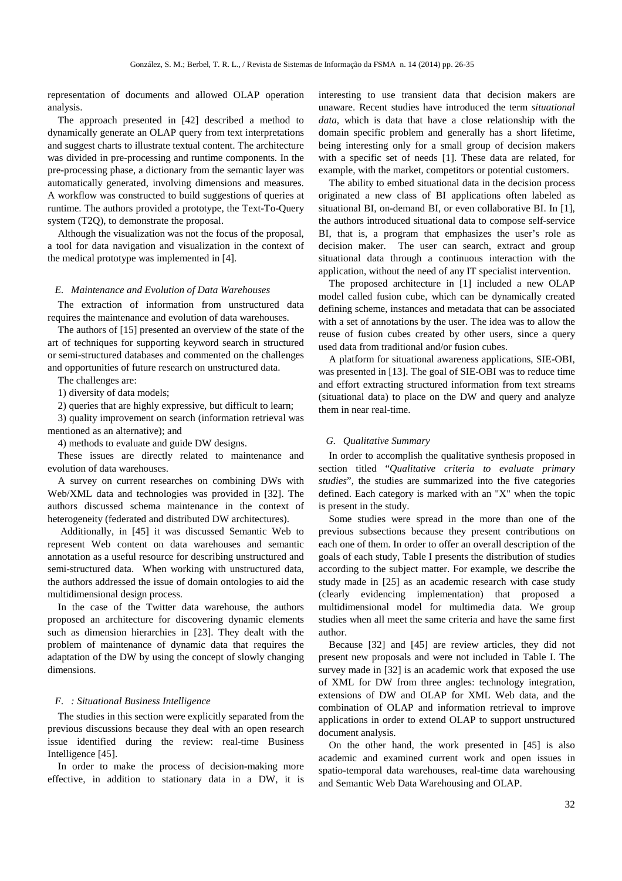representation of documents and allowed OLAP operation analysis.

The approach presented in [42] described a method to dynamically generate an OLAP query from text interpretations and suggest charts to illustrate textual content. The architecture was divided in pre-processing and runtime components. In the pre-processing phase, a dictionary from the semantic layer was automatically generated, involving dimensions and measures. A workflow was constructed to build suggestions of queries at runtime. The authors provided a prototype, the Text-To-Query system (T2Q), to demonstrate the proposal.

Although the visualization was not the focus of the proposal, a tool for data navigation and visualization in the context of the medical prototype was implemented in [4].

### *E. Maintenance and Evolution of Data Warehouses*

The extraction of information from unstructured data requires the maintenance and evolution of data warehouses.

The authors of [15] presented an overview of the state of the art of techniques for supporting keyword search in structured or semi-structured databases and commented on the challenges and opportunities of future research on unstructured data.

The challenges are:

1) diversity of data models;

2) queries that are highly expressive, but difficult to learn;

3) quality improvement on search (information retrieval was mentioned as an alternative); and

4) methods to evaluate and guide DW designs.

These issues are directly related to maintenance and evolution of data warehouses.

A survey on current researches on combining DWs with Web/XML data and technologies was provided in [32]. The authors discussed schema maintenance in the context of heterogeneity (federated and distributed DW architectures).

Additionally, in [45] it was discussed Semantic Web to represent Web content on data warehouses and semantic annotation as a useful resource for describing unstructured and semi-structured data. When working with unstructured data, the authors addressed the issue of domain ontologies to aid the multidimensional design process.

In the case of the Twitter data warehouse, the authors proposed an architecture for discovering dynamic elements such as dimension hierarchies in [23]. They dealt with the problem of maintenance of dynamic data that requires the adaptation of the DW by using the concept of slowly changing dimensions.

### *F. : Situational Business Intelligence*

The studies in this section were explicitly separated from the previous discussions because they deal with an open research issue identified during the review: real-time Business Intelligence [45].

In order to make the process of decision-making more effective, in addition to stationary data in a DW, it is interesting to use transient data that decision makers are unaware. Recent studies have introduced the term *situational data*, which is data that have a close relationship with the domain specific problem and generally has a short lifetime, being interesting only for a small group of decision makers with a specific set of needs [1]. These data are related, for example, with the market, competitors or potential customers.

The ability to embed situational data in the decision process originated a new class of BI applications often labeled as situational BI, on-demand BI, or even collaborative BI. In [1], the authors introduced situational data to compose self-service BI, that is, a program that emphasizes the user's role as decision maker. The user can search, extract and group situational data through a continuous interaction with the application, without the need of any IT specialist intervention.

The proposed architecture in [1] included a new OLAP model called fusion cube, which can be dynamically created defining scheme, instances and metadata that can be associated with a set of annotations by the user. The idea was to allow the reuse of fusion cubes created by other users, since a query used data from traditional and/or fusion cubes.

A platform for situational awareness applications, SIE-OBI, was presented in [13]. The goal of SIE-OBI was to reduce time and effort extracting structured information from text streams (situational data) to place on the DW and query and analyze them in near real-time.

### *G. Qualitative Summary*

In order to accomplish the qualitative synthesis proposed in section titled "*Qualitative criteria to evaluate primary studies*", the studies are summarized into the five categories defined. Each category is marked with an "X" when the topic is present in the study.

Some studies were spread in the more than one of the previous subsections because they present contributions on each one of them. In order to offer an overall description of the goals of each study, Table I presents the distribution of studies according to the subject matter. For example, we describe the study made in [25] as an academic research with case study (clearly evidencing implementation) that proposed a multidimensional model for multimedia data. We group studies when all meet the same criteria and have the same first author.

Because [32] and [45] are review articles, they did not present new proposals and were not included in Table I. The survey made in [32] is an academic work that exposed the use of XML for DW from three angles: technology integration, extensions of DW and OLAP for XML Web data, and the combination of OLAP and information retrieval to improve applications in order to extend OLAP to support unstructured document analysis.

On the other hand, the work presented in [45] is also academic and examined current work and open issues in spatio-temporal data warehouses, real-time data warehousing and Semantic Web Data Warehousing and OLAP.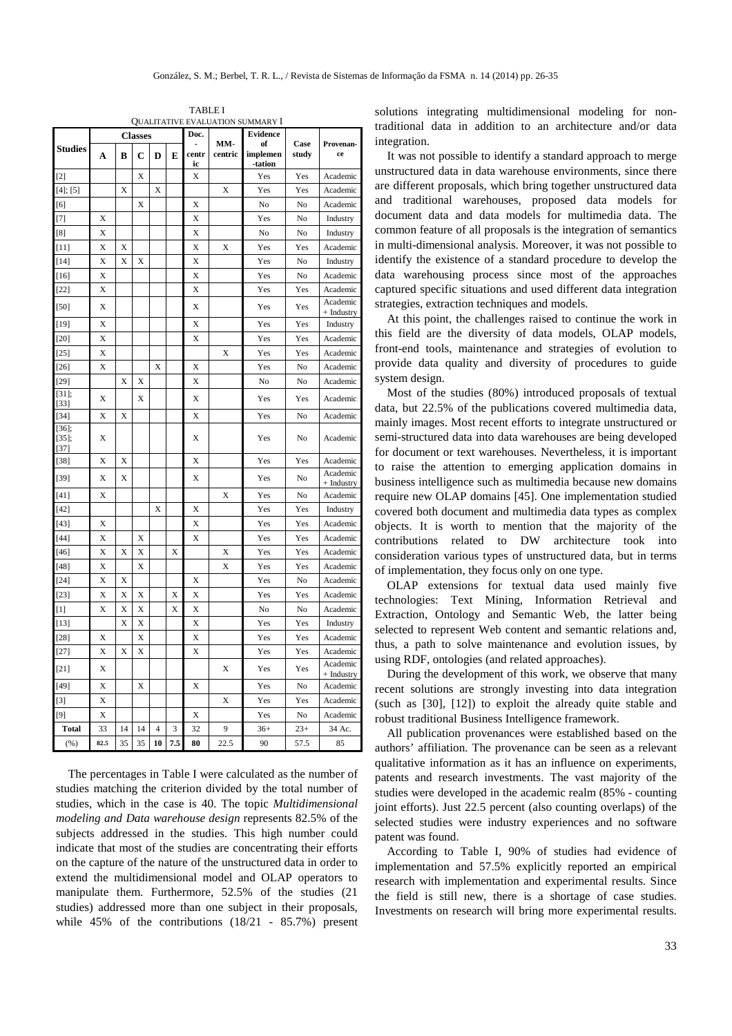TABLE I
QUALITATIVE EVALUATION SUMMARY I

| Studies | Classes | | | | | Doc.-centric | MM-centric | Evidence of implementation | Case study | Provenance |
|---|---|---|---|---|---|---|---|---|---|---|
| | A | B | C | D | E | | | | | |
| [2] | | | X | | | X | | Yes | Yes | Academic |
| [4]; [5] | | X | | X | | | X | Yes | Yes | Academic |
| [6] | | | X | | | X | | No | No | Academic |
| [7] | X | | | | | X | | Yes | No | Industry |
| [8] | X | | | | | X | | No | No | Industry |
| [11] | X | X | | | | X | X | Yes | Yes | Academic |
| [14] | X | X | X | | | X | | Yes | No | Industry |
| [16] | X | | | | | X | | Yes | No | Academic |
| [22] | X | | | | | X | | Yes | Yes | Academic |
| [50] | X | | | | | X | | Yes | Yes | Academic + Industry |
| [19] | X | | | | | X | | Yes | Yes | Industry |
| [20] | X | | | | | X | | Yes | Yes | Academic |
| [25] | X | | | | | | X | Yes | Yes | Academic |
| [26] | X | | | X | | X | | Yes | No | Academic |
| [29] | | X | X | | | X | | No | No | Academic |
| [31]; [33] | X | | X | | | X | | Yes | Yes | Academic |
| [34] | X | X | | | | X | | Yes | No | Academic |
| [36]; [35]; [37] | X | | | | | X | | Yes | No | Academic |
| [38] | X | X | | | | X | | Yes | Yes | Academic |
| [39] | X | X | | | | X | | Yes | No | Academic + Industry |
| [41] | X | | | | | | X | Yes | No | Academic |
| [42] | | | | X | | X | | Yes | Yes | Industry |
| [43] | X | | | | | X | | Yes | Yes | Academic |
| [44] | X | | X | | | X | | Yes | Yes | Academic |
| [46] | X | X | X | | X | | X | Yes | Yes | Academic |
| [48] | X | | X | | | | X | Yes | Yes | Academic |
| [24] | X | X | | | | X | | Yes | No | Academic |
| [23] | X | X | X | | X | X | | Yes | Yes | Academic |
| [1] | X | X | X | | X | X | | No | No | Academic |
| [13] | | X | X | | | X | | Yes | Yes | Industry |
| [28] | X | | X | | | X | | Yes | Yes | Academic |
| [27] | X | X | X | | | X | | Yes | Yes | Academic |
| [21] | X | | | | | | X | Yes | Yes | Academic + Industry |
| [49] | X | | X | | | X | | Yes | No | Academic |
| [3] | X | | | | | | X | Yes | Yes | Academic |
| [9] | X | | | | | X | | Yes | No | Academic |
| **Total** | 33 | 14 | 14 | 4 | 3 | 32 | 9 | 36+ | 23+ | 34 Ac. |
| (%) | 82.5 | 35 | 35 | 10 | 7.5 | 80 | 22.5 | 90 | 57.5 | 85 |

The percentages in Table I were calculated as the number of studies matching the criterion divided by the total number of studies, which in the case is 40. The topic *Multidimensional modeling and Data warehouse design* represents 82.5% of the subjects addressed in the studies. This high number could indicate that most of the studies are concentrating their efforts on the capture of the nature of the unstructured data in order to extend the multidimensional model and OLAP operators to manipulate them. Furthermore, 52.5% of the studies (21 studies) addressed more than one subject in their proposals, while 45% of the contributions (18/21 - 85.7%) present solutions integrating multidimensional modeling for non-traditional data in addition to an architecture and/or data integration.

It was not possible to identify a standard approach to merge unstructured data in data warehouse environments, since there are different proposals, which bring together unstructured data and traditional warehouses, proposed data models for document data and data models for multimedia data. The common feature of all proposals is the integration of semantics in multi-dimensional analysis. Moreover, it was not possible to identify the existence of a standard procedure to develop the data warehousing process since most of the approaches captured specific situations and used different data integration strategies, extraction techniques and models.

At this point, the challenges raised to continue the work in this field are the diversity of data models, OLAP models, front-end tools, maintenance and strategies of evolution to provide data quality and diversity of procedures to guide system design.

Most of the studies (80%) introduced proposals of textual data, but 22.5% of the publications covered multimedia data, mainly images. Most recent efforts to integrate unstructured or semi-structured data into data warehouses are being developed for document or text warehouses. Nevertheless, it is important to raise the attention to emerging application domains in business intelligence such as multimedia because new domains require new OLAP domains [45]. One implementation studied covered both document and multimedia data types as complex objects. It is worth to mention that the majority of the contributions related to DW architecture took into consideration various types of unstructured data, but in terms of implementation, they focus only on one type.

OLAP extensions for textual data used mainly five technologies: Text Mining, Information Retrieval and Extraction, Ontology and Semantic Web, the latter being selected to represent Web content and semantic relations and, thus, a path to solve maintenance and evolution issues, by using RDF, ontologies (and related approaches).

During the development of this work, we observe that many recent solutions are strongly investing into data integration (such as [30], [12]) to exploit the already quite stable and robust traditional Business Intelligence framework.

All publication provenances were established based on the authors' affiliation. The provenance can be seen as a relevant qualitative information as it has an influence on experiments, patents and research investments. The vast majority of the studies were developed in the academic realm (85% - counting joint efforts). Just 22.5 percent (also counting overlaps) of the selected studies were industry experiences and no software patent was found.

According to Table I, 90% of studies had evidence of implementation and 57.5% explicitly reported an empirical research with implementation and experimental results. Since the field is still new, there is a shortage of case studies. Investments on research will bring more experimental results.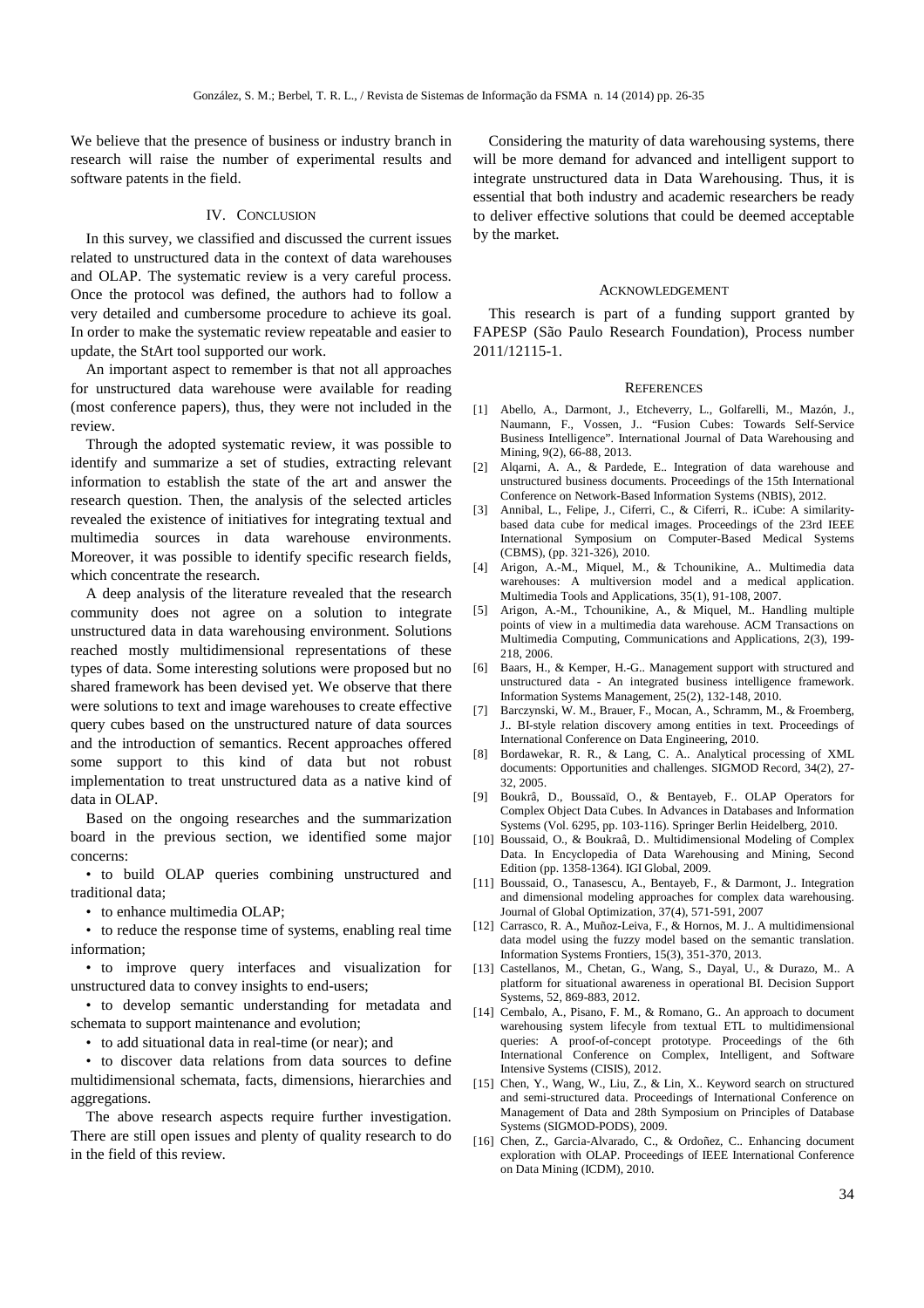We believe that the presence of business or industry branch in research will raise the number of experimental results and software patents in the field.

## IV. Conclusion

In this survey, we classified and discussed the current issues related to unstructured data in the context of data warehouses and OLAP. The systematic review is a very careful process. Once the protocol was defined, the authors had to follow a very detailed and cumbersome procedure to achieve its goal. In order to make the systematic review repeatable and easier to update, the StArt tool supported our work.

An important aspect to remember is that not all approaches for unstructured data warehouse were available for reading (most conference papers), thus, they were not included in the review.

Through the adopted systematic review, it was possible to identify and summarize a set of studies, extracting relevant information to establish the state of the art and answer the research question. Then, the analysis of the selected articles revealed the existence of initiatives for integrating textual and multimedia sources in data warehouse environments. Moreover, it was possible to identify specific research fields, which concentrate the research.

A deep analysis of the literature revealed that the research community does not agree on a solution to integrate unstructured data in data warehousing environment. Solutions reached mostly multidimensional representations of these types of data. Some interesting solutions were proposed but no shared framework has been devised yet. We observe that there were solutions to text and image warehouses to create effective query cubes based on the unstructured nature of data sources and the introduction of semantics. Recent approaches offered some support to this kind of data but not robust implementation to treat unstructured data as a native kind of data in OLAP.

Based on the ongoing researches and the summarization board in the previous section, we identified some major concerns:

- to build OLAP queries combining unstructured and traditional data;
- to enhance multimedia OLAP;
- to reduce the response time of systems, enabling real time information;
- to improve query interfaces and visualization for unstructured data to convey insights to end-users;
- to develop semantic understanding for metadata and schemata to support maintenance and evolution;
- to add situational data in real-time (or near); and
- to discover data relations from data sources to define multidimensional schemata, facts, dimensions, hierarchies and aggregations.

The above research aspects require further investigation. There are still open issues and plenty of quality research to do in the field of this review.

Considering the maturity of data warehousing systems, there will be more demand for advanced and intelligent support to integrate unstructured data in Data Warehousing. Thus, it is essential that both industry and academic researchers be ready to deliver effective solutions that could be deemed acceptable by the market.

## Acknowledgement

This research is part of a funding support granted by FAPESP (São Paulo Research Foundation), Process number 2011/12115-1.

## References

[1] Abello, A., Darmont, J., Etcheverry, L., Golfarelli, M., Mazón, J., Naumann, F., Vossen, J.. "Fusion Cubes: Towards Self-Service Business Intelligence". International Journal of Data Warehousing and Mining, 9(2), 66-88, 2013.

[2] Alqarni, A. A., & Pardede, E.. Integration of data warehouse and unstructured business documents. Proceedings of the 15th International Conference on Network-Based Information Systems (NBIS), 2012.

[3] Annibal, L., Felipe, J., Ciferri, C., & Ciferri, R.. iCube: A similarity-based data cube for medical images. Proceedings of the 23rd IEEE International Symposium on Computer-Based Medical Systems (CBMS), (pp. 321-326), 2010.

[4] Arigon, A.-M., Miquel, M., & Tchounikine, A.. Multimedia data warehouses: A multiversion model and a medical application. Multimedia Tools and Applications, 35(1), 91-108, 2007.

[5] Arigon, A.-M., Tchounikine, A., & Miquel, M.. Handling multiple points of view in a multimedia data warehouse. ACM Transactions on Multimedia Computing, Communications and Applications, 2(3), 199-218, 2006.

[6] Baars, H., & Kemper, H.-G.. Management support with structured and unstructured data - An integrated business intelligence framework. Information Systems Management, 25(2), 132-148, 2010.

[7] Barczynski, W. M., Brauer, F., Mocan, A., Schramm, M., & Froemberg, J.. BI-style relation discovery among entities in text. Proceedings of International Conference on Data Engineering, 2010.

[8] Bordawekar, R. R., & Lang, C. A.. Analytical processing of XML documents: Opportunities and challenges. SIGMOD Record, 34(2), 27-32, 2005.

[9] Boukrâ, D., Boussaïd, O., & Bentayeb, F.. OLAP Operators for Complex Object Data Cubes. In Advances in Databases and Information Systems (Vol. 6295, pp. 103-116). Springer Berlin Heidelberg, 2010.

[10] Boussaid, O., & Boukraâ, D.. Multidimensional Modeling of Complex Data. In Encyclopedia of Data Warehousing and Mining, Second Edition (pp. 1358-1364). IGI Global, 2009.

[11] Boussaid, O., Tanasescu, A., Bentayeb, F., & Darmont, J.. Integration and dimensional modeling approaches for complex data warehousing. Journal of Global Optimization, 37(4), 571-591, 2007

[12] Carrasco, R. A., Muñoz-Leiva, F., & Hornos, M. J.. A multidimensional data model using the fuzzy model based on the semantic translation. Information Systems Frontiers, 15(3), 351-370, 2013.

[13] Castellanos, M., Chetan, G., Wang, S., Dayal, U., & Durazo, M.. A platform for situational awareness in operational BI. Decision Support Systems, 52, 869-883, 2012.

[14] Cembalo, A., Pisano, F. M., & Romano, G.. An approach to document warehousing system lifecyle from textual ETL to multidimensional queries: A proof-of-concept prototype. Proceedings of the 6th International Conference on Complex, Intelligent, and Software Intensive Systems (CISIS), 2012.

[15] Chen, Y., Wang, W., Liu, Z., & Lin, X.. Keyword search on structured and semi-structured data. Proceedings of International Conference on Management of Data and 28th Symposium on Principles of Database Systems (SIGMOD-PODS), 2009.

[16] Chen, Z., Garcia-Alvarado, C., & Ordoñez, C.. Enhancing document exploration with OLAP. Proceedings of IEEE International Conference on Data Mining (ICDM), 2010.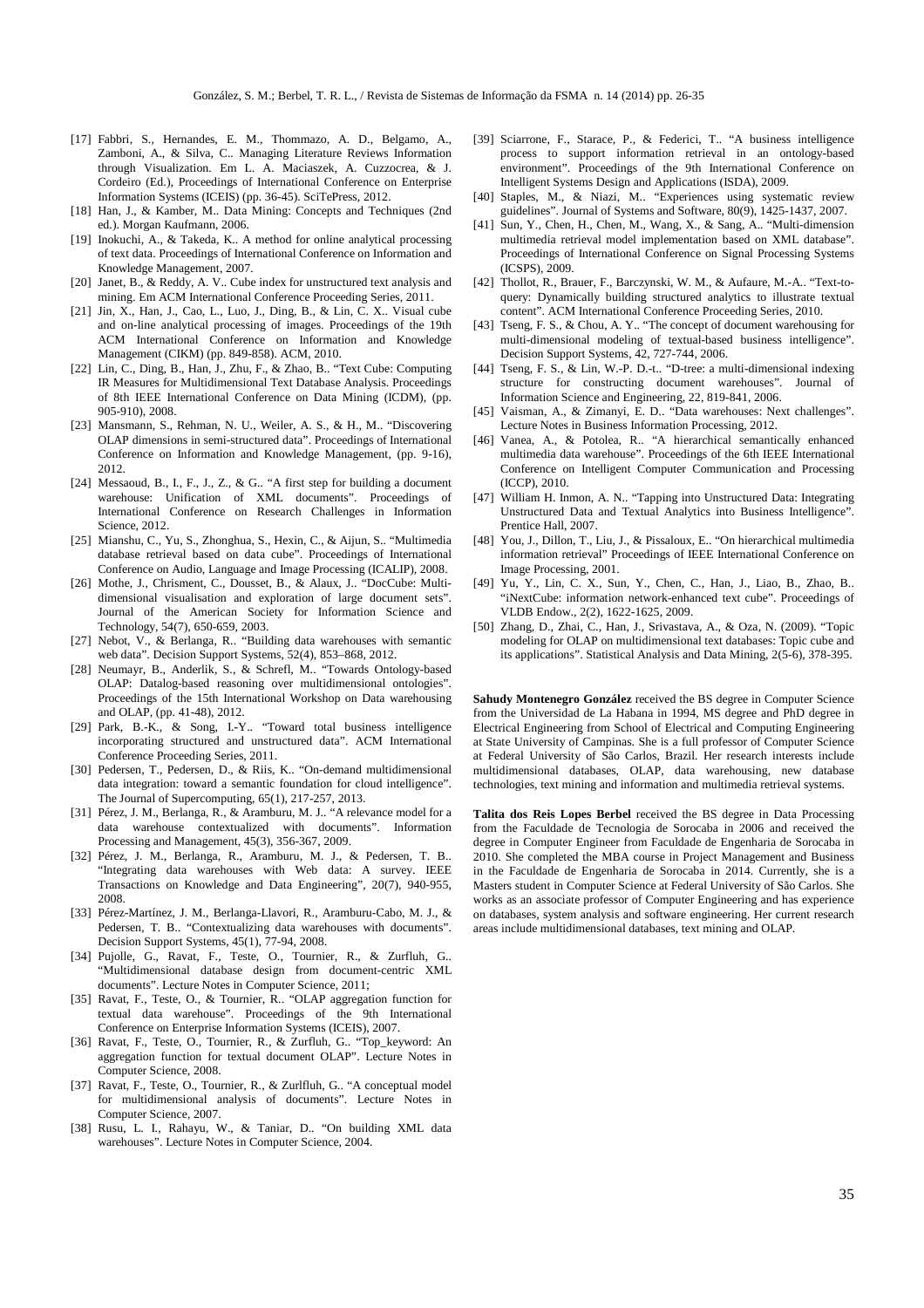[17] Fabbri, S., Hernandes, E. M., Thommazo, A. D., Belgamo, A., Zamboni, A., & Silva, C.. Managing Literature Reviews Information through Visualization. Em L. A. Maciaszek, A. Cuzzocrea, & J. Cordeiro (Ed.), Proceedings of International Conference on Enterprise Information Systems (ICEIS) (pp. 36-45). SciTePress, 2012.

[18] Han, J., & Kamber, M.. Data Mining: Concepts and Techniques (2nd ed.). Morgan Kaufmann, 2006.

[19] Inokuchi, A., & Takeda, K.. A method for online analytical processing of text data. Proceedings of International Conference on Information and Knowledge Management, 2007.

[20] Janet, B., & Reddy, A. V.. Cube index for unstructured text analysis and mining. Em ACM International Conference Proceeding Series, 2011.

[21] Jin, X., Han, J., Cao, L., Luo, J., Ding, B., & Lin, C. X.. Visual cube and on-line analytical processing of images. Proceedings of the 19th ACM International Conference on Information and Knowledge Management (CIKM) (pp. 849-858). ACM, 2010.

[22] Lin, C., Ding, B., Han, J., Zhu, F., & Zhao, B.. "Text Cube: Computing IR Measures for Multidimensional Text Database Analysis. Proceedings of 8th IEEE International Conference on Data Mining (ICDM), (pp. 905-910), 2008.

[23] Mansmann, S., Rehman, N. U., Weiler, A. S., & H., M.. "Discovering OLAP dimensions in semi-structured data". Proceedings of International Conference on Information and Knowledge Management, (pp. 9-16), 2012.

[24] Messaoud, B., I., F., J., Z., & G.. "A first step for building a document warehouse: Unification of XML documents". Proceedings of International Conference on Research Challenges in Information Science, 2012.

[25] Mianshu, C., Yu, S., Zhonghua, S., Hexin, C., & Aijun, S.. "Multimedia database retrieval based on data cube". Proceedings of International Conference on Audio, Language and Image Processing (ICALIP), 2008.

[26] Mothe, J., Chrisment, C., Dousset, B., & Alaux, J.. "DocCube: Multi-dimensional visualisation and exploration of large document sets". Journal of the American Society for Information Science and Technology, 54(7), 650-659, 2003.

[27] Nebot, V., & Berlanga, R.. "Building data warehouses with semantic web data". Decision Support Systems, 52(4), 853–868, 2012.

[28] Neumayr, B., Anderlik, S., & Schrefl, M.. "Towards Ontology-based OLAP: Datalog-based reasoning over multidimensional ontologies". Proceedings of the 15th International Workshop on Data warehousing and OLAP, (pp. 41-48), 2012.

[29] Park, B.-K., & Song, I.-Y.. "Toward total business intelligence incorporating structured and unstructured data". ACM International Conference Proceeding Series, 2011.

[30] Pedersen, T., Pedersen, D., & Riis, K.. "On-demand multidimensional data integration: toward a semantic foundation for cloud intelligence". The Journal of Supercomputing, 65(1), 217-257, 2013.

[31] Pérez, J. M., Berlanga, R., & Aramburu, M. J.. "A relevance model for a data warehouse contextualized with documents". Information Processing and Management, 45(3), 356-367, 2009.

[32] Pérez, J. M., Berlanga, R., Aramburu, M. J., & Pedersen, T. B.. "Integrating data warehouses with Web data: A survey. IEEE Transactions on Knowledge and Data Engineering", 20(7), 940-955, 2008.

[33] Pérez-Martínez, J. M., Berlanga-Llavori, R., Aramburu-Cabo, M. J., & Pedersen, T. B.. "Contextualizing data warehouses with documents". Decision Support Systems, 45(1), 77-94, 2008.

[34] Pujolle, G., Ravat, F., Teste, O., Tournier, R., & Zurfluh, G.. "Multidimensional database design from document-centric XML documents". Lecture Notes in Computer Science, 2011;

[35] Ravat, F., Teste, O., & Tournier, R.. "OLAP aggregation function for textual data warehouse". Proceedings of the 9th International Conference on Enterprise Information Systems (ICEIS), 2007.

[36] Ravat, F., Teste, O., Tournier, R., & Zurfluh, G.. "Top_keyword: An aggregation function for textual document OLAP". Lecture Notes in Computer Science, 2008.

[37] Ravat, F., Teste, O., Tournier, R., & Zurlfluh, G.. "A conceptual model for multidimensional analysis of documents". Lecture Notes in Computer Science, 2007.

[38] Rusu, L. I., Rahayu, W., & Taniar, D.. "On building XML data warehouses". Lecture Notes in Computer Science, 2004.

[39] Sciarrone, F., Starace, P., & Federici, T.. "A business intelligence process to support information retrieval in an ontology-based environment". Proceedings of the 9th International Conference on Intelligent Systems Design and Applications (ISDA), 2009.

[40] Staples, M., & Niazi, M.. "Experiences using systematic review guidelines". Journal of Systems and Software, 80(9), 1425-1437, 2007.

[41] Sun, Y., Chen, H., Chen, M., Wang, X., & Sang, A.. "Multi-dimension multimedia retrieval model implementation based on XML database". Proceedings of International Conference on Signal Processing Systems (ICSPS), 2009.

[42] Thollot, R., Brauer, F., Barczynski, W. M., & Aufaure, M.-A.. "Text-to-query: Dynamically building structured analytics to illustrate textual content". ACM International Conference Proceeding Series, 2010.

[43] Tseng, F. S., & Chou, A. Y.. "The concept of document warehousing for multi-dimensional modeling of textual-based business intelligence". Decision Support Systems, 42, 727-744, 2006.

[44] Tseng, F. S., & Lin, W.-P. D.-t.. "D-tree: a multi-dimensional indexing structure for constructing document warehouses". Journal of Information Science and Engineering, 22, 819-841, 2006.

[45] Vaisman, A., & Zimanyi, E. D.. "Data warehouses: Next challenges". Lecture Notes in Business Information Processing, 2012.

[46] Vanea, A., & Potolea, R.. "A hierarchical semantically enhanced multimedia data warehouse". Proceedings of the 6th IEEE International Conference on Intelligent Computer Communication and Processing (ICCP), 2010.

[47] William H. Inmon, A. N.. "Tapping into Unstructured Data: Integrating Unstructured Data and Textual Analytics into Business Intelligence". Prentice Hall, 2007.

[48] You, J., Dillon, T., Liu, J., & Pissaloux, E.. "On hierarchical multimedia information retrieval" Proceedings of IEEE International Conference on Image Processing, 2001.

[49] Yu, Y., Lin, C. X., Sun, Y., Chen, C., Han, J., Liao, B., Zhao, B.. "iNextCube: information network-enhanced text cube". Proceedings of VLDB Endow., 2(2), 1622-1625, 2009.

[50] Zhang, D., Zhai, C., Han, J., Srivastava, A., & Oza, N. (2009). "Topic modeling for OLAP on multidimensional text databases: Topic cube and its applications". Statistical Analysis and Data Mining, 2(5-6), 378-395.

**Sahudy Montenegro González** received the BS degree in Computer Science from the Universidad de La Habana in 1994, MS degree and PhD degree in Electrical Engineering from School of Electrical and Computing Engineering at State University of Campinas. She is a full professor of Computer Science at Federal University of São Carlos, Brazil. Her research interests include multidimensional databases, OLAP, data warehousing, new database technologies, text mining and information and multimedia retrieval systems.

**Talita dos Reis Lopes Berbel** received the BS degree in Data Processing from the Faculdade de Tecnologia de Sorocaba in 2006 and received the degree in Computer Engineer from Faculdade de Engenharia de Sorocaba in 2010. She completed the MBA course in Project Management and Business in the Faculdade de Engenharia de Sorocaba in 2014. Currently, she is a Masters student in Computer Science at Federal University of São Carlos. She works as an associate professor of Computer Engineering and has experience on databases, system analysis and software engineering. Her current research areas include multidimensional databases, text mining and OLAP.